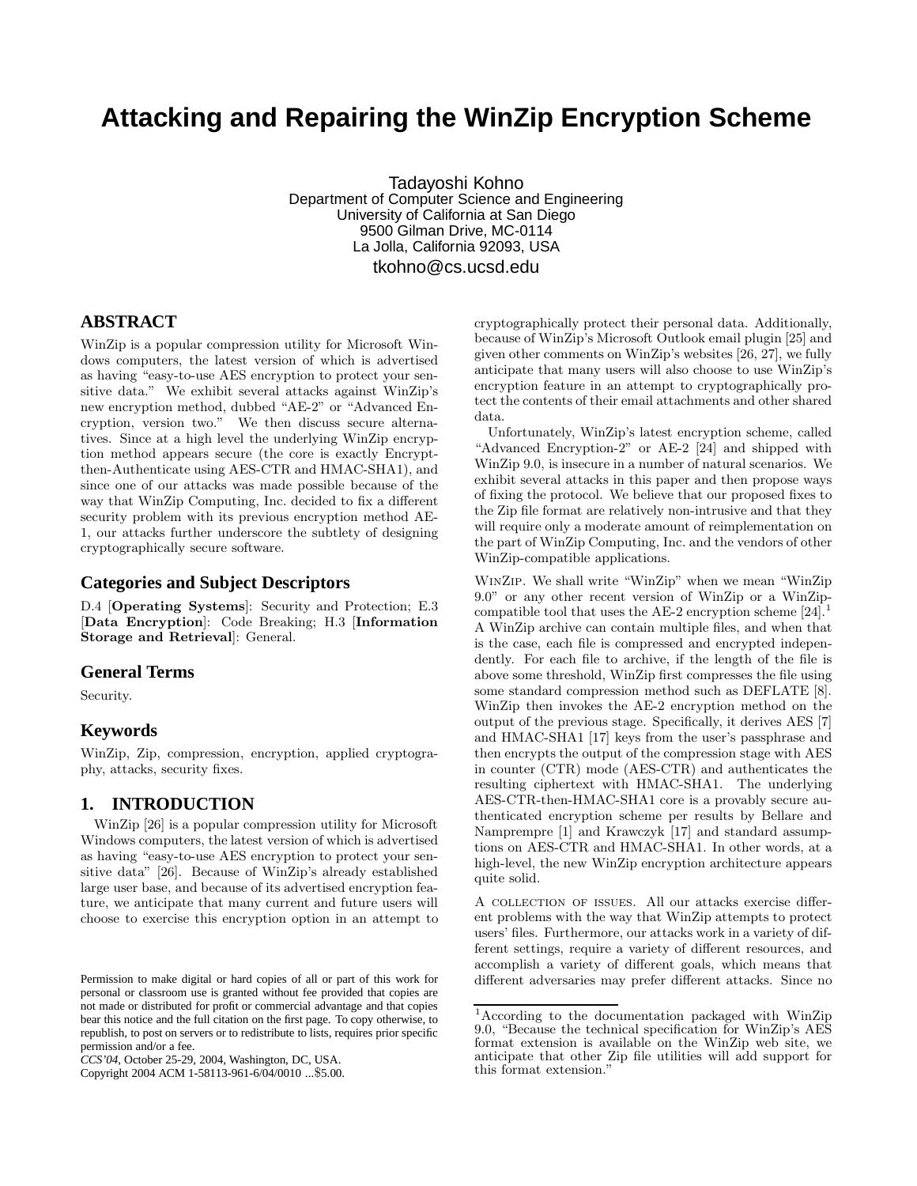# Attacking and Repairing the WinZip Encryption Scheme

Tadayoshi Kohno
Department of Computer Science and Engineering
University of California at San Diego
9500 Gilman Drive, MC-0114
La Jolla, California 92093, USA
tkohno@cs.ucsd.edu

## ABSTRACT

WinZip is a popular compression utility for Microsoft Windows computers, the latest version of which is advertised as having "easy-to-use AES encryption to protect your sensitive data." We exhibit several attacks against WinZip's new encryption method, dubbed "AE-2" or "Advanced Encryption, version two." We then discuss secure alternatives. Since at a high level the underlying WinZip encryption method appears secure (the core is exactly Encrypt-then-Authenticate using AES-CTR and HMAC-SHA1), and since one of our attacks was made possible because of the way that WinZip Computing, Inc. decided to fix a different security problem with its previous encryption method AE-1, our attacks further underscore the subtlety of designing cryptographically secure software.

## Categories and Subject Descriptors

D.4 [**Operating Systems**]: Security and Protection; E.3 [**Data Encryption**]: Code Breaking; H.3 [**Information Storage and Retrieval**]: General.

## General Terms

Security.

## Keywords

WinZip, Zip, compression, encryption, applied cryptography, attacks, security fixes.

## 1. INTRODUCTION

WinZip [26] is a popular compression utility for Microsoft Windows computers, the latest version of which is advertised as having "easy-to-use AES encryption to protect your sensitive data" [26]. Because of WinZip's already established large user base, and because of its advertised encryption feature, we anticipate that many current and future users will choose to exercise this encryption option in an attempt to cryptographically protect their personal data. Additionally, because of WinZip's Microsoft Outlook email plugin [25] and given other comments on WinZip's websites [26, 27], we fully anticipate that many users will also choose to use WinZip's encryption feature in an attempt to cryptographically protect the contents of their email attachments and other shared data.

Unfortunately, WinZip's latest encryption scheme, called "Advanced Encryption-2" or AE-2 [24] and shipped with WinZip 9.0, is insecure in a number of natural scenarios. We exhibit several attacks in this paper and then propose ways of fixing the protocol. We believe that our proposed fixes to the Zip file format are relatively non-intrusive and that they will require only a moderate amount of reimplementation on the part of WinZip Computing, Inc. and the vendors of other WinZip-compatible applications.

WinZip. We shall write "WinZip" when we mean "WinZip 9.0" or any other recent version of WinZip or a WinZip-compatible tool that uses the AE-2 encryption scheme [24].[1] A WinZip archive can contain multiple files, and when that is the case, each file is compressed and encrypted independently. For each file to archive, if the length of the file is above some threshold, WinZip first compresses the file using some standard compression method such as DEFLATE [8]. WinZip then invokes the AE-2 encryption method on the output of the previous stage. Specifically, it derives AES [7] and HMAC-SHA1 [17] keys from the user's passphrase and then encrypts the output of the compression stage with AES in counter (CTR) mode (AES-CTR) and authenticates the resulting ciphertext with HMAC-SHA1. The underlying AES-CTR-then-HMAC-SHA1 core is a provably secure authenticated encryption scheme per results by Bellare and Namprempre [1] and Krawczyk [17] and standard assumptions on AES-CTR and HMAC-SHA1. In other words, at a high-level, the new WinZip encryption architecture appears quite solid.

A collection of issues. All our attacks exercise different problems with the way that WinZip attempts to protect users' files. Furthermore, our attacks work in a variety of different settings, require a variety of different resources, and accomplish a variety of different goals, which means that different adversaries may prefer different attacks. Since no

[1] According to the documentation packaged with WinZip 9.0, "Because the technical specification for WinZip's AES format extension is available on the WinZip web site, we anticipate that other Zip file utilities will add support for this format extension."

Permission to make digital or hard copies of all or part of this work for personal or classroom use is granted without fee provided that copies are not made or distributed for profit or commercial advantage and that copies bear this notice and the full citation on the first page. To copy otherwise, to republish, to post on servers or to redistribute to lists, requires prior specific permission and/or a fee.
*CCS'04*, October 25-29, 2004, Washington, DC, USA.
Copyright 2004 ACM 1-58113-961-6/04/0010 ...$5.00.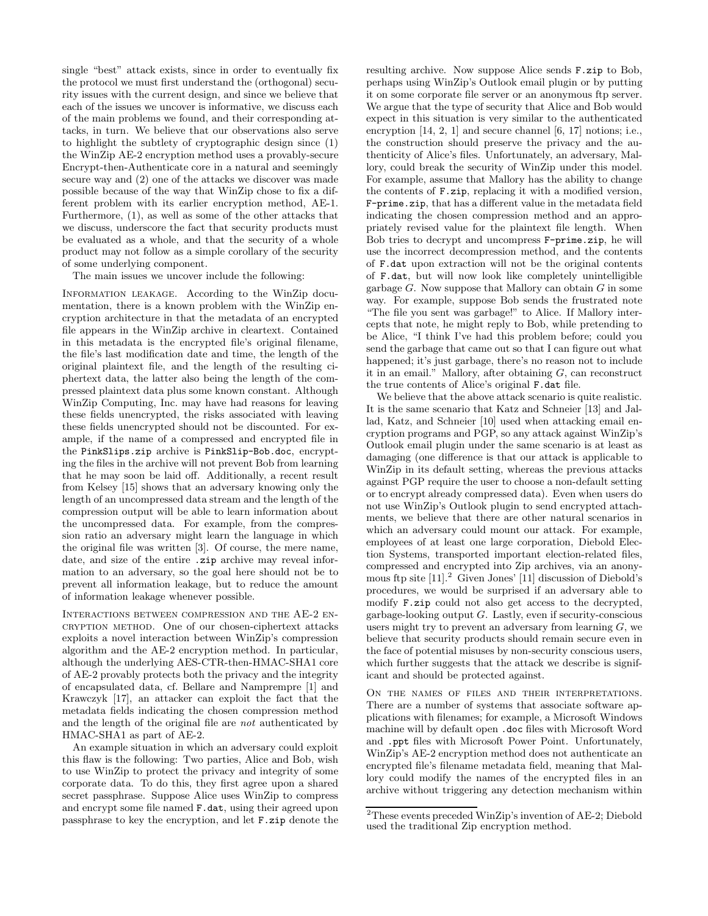single "best" attack exists, since in order to eventually fix the protocol we must first understand the (orthogonal) security issues with the current design, and since we believe that each of the issues we uncover is informative, we discuss each of the main problems we found, and their corresponding attacks, in turn. We believe that our observations also serve to highlight the subtlety of cryptographic design since (1) the WinZip AE-2 encryption method uses a provably-secure Encrypt-then-Authenticate core in a natural and seemingly secure way and (2) one of the attacks we discover was made possible because of the way that WinZip chose to fix a different problem with its earlier encryption method, AE-1. Furthermore, (1), as well as some of the other attacks that we discuss, underscore the fact that security products must be evaluated as a whole, and that the security of a whole product may not follow as a simple corollary of the security of some underlying component.

The main issues we uncover include the following:

Information leakage. According to the WinZip documentation, there is a known problem with the WinZip encryption architecture in that the metadata of an encrypted file appears in the WinZip archive in cleartext. Contained in this metadata is the encrypted file's original filename, the file's last modification date and time, the length of the original plaintext file, and the length of the resulting ciphertext data, the latter also being the length of the compressed plaintext data plus some known constant. Although WinZip Computing, Inc. may have had reasons for leaving these fields unencrypted, the risks associated with leaving these fields unencrypted should not be discounted. For example, if the name of a compressed and encrypted file in the `PinkSlips.zip` archive is `PinkSlip-Bob.doc`, encrypting the files in the archive will not prevent Bob from learning that he may soon be laid off. Additionally, a recent result from Kelsey [15] shows that an adversary knowing only the length of an uncompressed data stream and the length of the compression output will be able to learn information about the uncompressed data. For example, from the compression ratio an adversary might learn the language in which the original file was written [3]. Of course, the mere name, date, and size of the entire `.zip` archive may reveal information to an adversary, so the goal here should not be to prevent all information leakage, but to reduce the amount of information leakage whenever possible.

Interactions between compression and the AE-2 encryption method. One of our chosen-ciphertext attacks exploits a novel interaction between WinZip's compression algorithm and the AE-2 encryption method. In particular, although the underlying AES-CTR-then-HMAC-SHA1 core of AE-2 provably protects both the privacy and the integrity of encapsulated data, cf. Bellare and Namprempre [1] and Krawczyk [17], an attacker can exploit the fact that the metadata fields indicating the chosen compression method and the length of the original file are *not* authenticated by HMAC-SHA1 as part of AE-2.

An example situation in which an adversary could exploit this flaw is the following: Two parties, Alice and Bob, wish to use WinZip to protect the privacy and integrity of some corporate data. To do this, they first agree upon a shared secret passphrase. Suppose Alice uses WinZip to compress and encrypt some file named `F.dat`, using their agreed upon passphrase to key the encryption, and let `F.zip` denote the resulting archive. Now suppose Alice sends `F.zip` to Bob, perhaps using WinZip's Outlook email plugin or by putting it on some corporate file server or an anonymous ftp server. We argue that the type of security that Alice and Bob would expect in this situation is very similar to the authenticated encryption [14, 2, 1] and secure channel [6, 17] notions; i.e., the construction should preserve the privacy and the authenticity of Alice's files. Unfortunately, an adversary, Mallory, could break the security of WinZip under this model. For example, assume that Mallory has the ability to change the contents of `F.zip`, replacing it with a modified version, `F-prime.zip`, that has a different value in the metadata field indicating the chosen compression method and an appropriately revised value for the plaintext file length. When Bob tries to decrypt and uncompress `F-prime.zip`, he will use the incorrect decompression method, and the contents of `F.dat` upon extraction will not be the original contents of `F.dat`, but will now look like completely unintelligible garbage $G$. Now suppose that Mallory can obtain $G$ in some way. For example, suppose Bob sends the frustrated note "The file you sent was garbage!" to Alice. If Mallory intercepts that note, he might reply to Bob, while pretending to be Alice, "I think I've had this problem before; could you send the garbage that came out so that I can figure out what happened; it's just garbage, there's no reason not to include it in an email." Mallory, after obtaining $G$, can reconstruct the true contents of Alice's original `F.dat` file.

We believe that the above attack scenario is quite realistic. It is the same scenario that Katz and Schneier [13] and Jallad, Katz, and Schneier [10] used when attacking email encryption programs and PGP, so any attack against WinZip's Outlook email plugin under the same scenario is at least as damaging (one difference is that our attack is applicable to WinZip in its default setting, whereas the previous attacks against PGP require the user to choose a non-default setting or to encrypt already compressed data). Even when users do not use WinZip's Outlook plugin to send encrypted attachments, we believe that there are other natural scenarios in which an adversary could mount our attack. For example, employees of at least one large corporation, Diebold Election Systems, transported important election-related files, compressed and encrypted into Zip archives, via an anonymous ftp site [11].[2] Given Jones' [11] discussion of Diebold's procedures, we would be surprised if an adversary able to modify `F.zip` could not also get access to the decrypted, garbage-looking output $G$. Lastly, even if security-conscious users might try to prevent an adversary from learning $G$, we believe that security products should remain secure even in the face of potential misuses by non-security conscious users, which further suggests that the attack we describe is significant and should be protected against.

On the names of files and their interpretations. There are a number of systems that associate software applications with filenames; for example, a Microsoft Windows machine will by default open `.doc` files with Microsoft Word and `.ppt` files with Microsoft Power Point. Unfortunately, WinZip's AE-2 encryption method does not authenticate an encrypted file's filename metadata field, meaning that Mallory could modify the names of the encrypted files in an archive without triggering any detection mechanism within

[2] These events preceded WinZip's invention of AE-2; Diebold used the traditional Zip encryption method.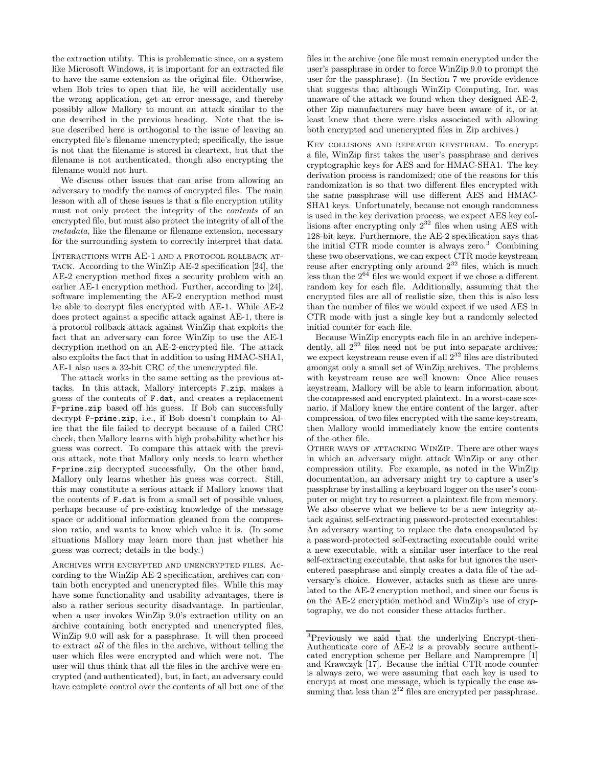the extraction utility. This is problematic since, on a system like Microsoft Windows, it is important for an extracted file to have the same extension as the original file. Otherwise, when Bob tries to open that file, he will accidentally use the wrong application, get an error message, and thereby possibly allow Mallory to mount an attack similar to the one described in the previous heading. Note that the issue described here is orthogonal to the issue of leaving an encrypted file's filename unencrypted; specifically, the issue is not that the filename is stored in cleartext, but that the filename is not authenticated, though also encrypting the filename would not hurt.

We discuss other issues that can arise from allowing an adversary to modify the names of encrypted files. The main lesson with all of these issues is that a file encryption utility must not only protect the integrity of the *contents* of an encrypted file, but must also protect the integrity of all of the *metadata*, like the filename or filename extension, necessary for the surrounding system to correctly interpret that data.

Interactions with AE-1 and a protocol rollback attack. According to the WinZip AE-2 specification [24], the AE-2 encryption method fixes a security problem with an earlier AE-1 encryption method. Further, according to [24], software implementing the AE-2 encryption method must be able to decrypt files encrypted with AE-1. While AE-2 does protect against a specific attack against AE-1, there is a protocol rollback attack against WinZip that exploits the fact that an adversary can force WinZip to use the AE-1 decryption method on an AE-2-encrypted file. The attack also exploits the fact that in addition to using HMAC-SHA1, AE-1 also uses a 32-bit CRC of the unencrypted file.

The attack works in the same setting as the previous attacks. In this attack, Mallory intercepts `F.zip`, makes a guess of the contents of `F.dat`, and creates a replacement `F-prime.zip` based off his guess. If Bob can successfully decrypt `F-prime.zip`, i.e., if Bob doesn't complain to Alice that the file failed to decrypt because of a failed CRC check, then Mallory learns with high probability whether his guess was correct. To compare this attack with the previous attack, note that Mallory only needs to learn whether `F-prime.zip` decrypted successfully. On the other hand, Mallory only learns whether his guess was correct. Still, this may constitute a serious attack if Mallory knows that the contents of `F.dat` is from a small set of possible values, perhaps because of pre-existing knowledge of the message space or additional information gleaned from the compression ratio, and wants to know which value it is. (In some situations Mallory may learn more than just whether his guess was correct; details in the body.)

Archives with encrypted and unencrypted files. According to the WinZip AE-2 specification, archives can contain both encrypted and unencrypted files. While this may have some functionality and usability advantages, there is also a rather serious security disadvantage. In particular, when a user invokes WinZip 9.0's extraction utility on an archive containing both encrypted and unencrypted files, WinZip 9.0 will ask for a passphrase. It will then proceed to extract *all* of the files in the archive, without telling the user which files were encrypted and which were not. The user will thus think that all the files in the archive were encrypted (and authenticated), but, in fact, an adversary could have complete control over the contents of all but one of the files in the archive (one file must remain encrypted under the user's passphrase in order to force WinZip 9.0 to prompt the user for the passphrase). (In Section 7 we provide evidence that suggests that although WinZip Computing, Inc. was unaware of the attack we found when they designed AE-2, other Zip manufacturers may have been aware of it, or at least knew that there were risks associated with allowing both encrypted and unencrypted files in Zip archives.)

Key collisions and repeated keystream. To encrypt a file, WinZip first takes the user's passphrase and derives cryptographic keys for AES and for HMAC-SHA1. The key derivation process is randomized; one of the reasons for this randomization is so that two different files encrypted with the same passphrase will use different AES and HMAC-SHA1 keys. Unfortunately, because not enough randomness is used in the key derivation process, we expect AES key collisions after encrypting only $2^{32}$ files when using AES with 128-bit keys. Furthermore, the AE-2 specification says that the initial CTR mode counter is always zero.[3] Combining these two observations, we can expect CTR mode keystream reuse after encrypting only around $2^{32}$ files, which is much less than the $2^{64}$ files we would expect if we chose a different random key for each file. Additionally, assuming that the encrypted files are all of realistic size, then this is also less than the number of files we would expect if we used AES in CTR mode with just a single key but a randomly selected initial counter for each file.

Because WinZip encrypts each file in an archive independently, all $2^{32}$ files need not be put into separate archives; we expect keystream reuse even if all $2^{32}$ files are distributed amongst only a small set of WinZip archives. The problems with keystream reuse are well known: Once Alice reuses keystream, Mallory will be able to learn information about the compressed and encrypted plaintext. In a worst-case scenario, if Mallory knew the entire content of the larger, after compression, of two files encrypted with the same keystream, then Mallory would immediately know the entire contents of the other file.

Other ways of attacking WinZip. There are other ways in which an adversary might attack WinZip or any other compression utility. For example, as noted in the WinZip documentation, an adversary might try to capture a user's passphrase by installing a keyboard logger on the user's computer or might try to resurrect a plaintext file from memory. We also observe what we believe to be a new integrity attack against self-extracting password-protected executables: An adversary wanting to replace the data encapsulated by a password-protected self-extracting executable could write a new executable, with a similar user interface to the real self-extracting executable, that asks for but ignores the user-entered passphrase and simply creates a data file of the adversary's choice. However, attacks such as these are unrelated to the AE-2 encryption method, and since our focus is on the AE-2 encryption method and WinZip's use of cryptography, we do not consider these attacks further.

---

[3] Previously we said that the underlying Encrypt-then-Authenticate core of AE-2 is a provably secure authenticated encryption scheme per Bellare and Namprempre [1] and Krawczyk [17]. Because the initial CTR mode counter is always zero, we were assuming that each key is used to encrypt at most one message, which is typically the case assuming that less than $2^{32}$ files are encrypted per passphrase.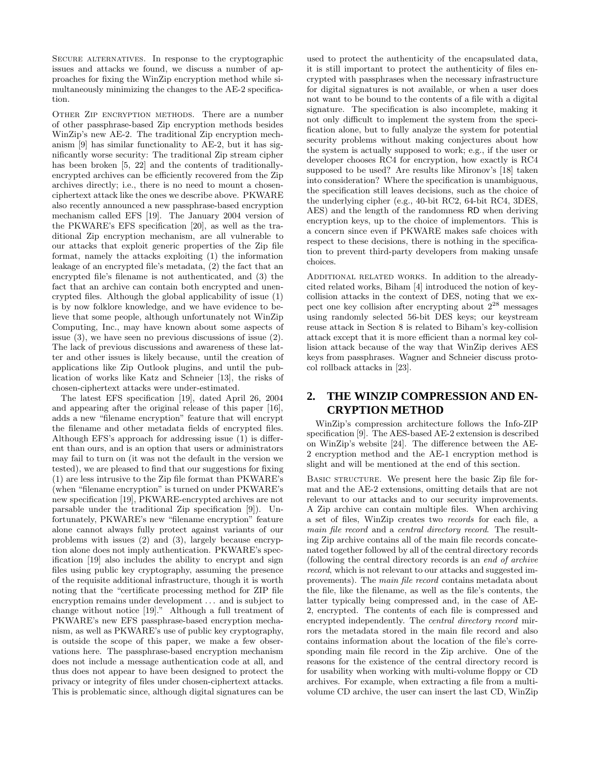Secure alternatives. In response to the cryptographic issues and attacks we found, we discuss a number of approaches for fixing the WinZip encryption method while simultaneously minimizing the changes to the AE-2 specification.

Other Zip encryption methods. There are a number of other passphrase-based Zip encryption methods besides WinZip's new AE-2. The traditional Zip encryption mechanism [9] has similar functionality to AE-2, but it has significantly worse security: The traditional Zip stream cipher has been broken [5, 22] and the contents of traditionally-encrypted archives can be efficiently recovered from the Zip archives directly; i.e., there is no need to mount a chosen-ciphertext attack like the ones we describe above. PKWARE also recently announced a new passphrase-based encryption mechanism called EFS [19]. The January 2004 version of the PKWARE's EFS specification [20], as well as the traditional Zip encryption mechanism, are all vulnerable to our attacks that exploit generic properties of the Zip file format, namely the attacks exploiting (1) the information leakage of an encrypted file's metadata, (2) the fact that an encrypted file's filename is not authenticated, and (3) the fact that an archive can contain both encrypted and unencrypted files. Although the global applicability of issue (1) is by now folklore knowledge, and we have evidence to believe that some people, although unfortunately not WinZip Computing, Inc., may have known about some aspects of issue (3), we have seen no previous discussions of issue (2). The lack of previous discussions and awareness of these latter and other issues is likely because, until the creation of applications like Zip Outlook plugins, and until the publication of works like Katz and Schneier [13], the risks of chosen-ciphertext attacks were under-estimated.

The latest EFS specification [19], dated April 26, 2004 and appearing after the original release of this paper [16], adds a new "filename encryption" feature that will encrypt the filename and other metadata fields of encrypted files. Although EFS's approach for addressing issue (1) is different than ours, and is an option that users or administrators may fail to turn on (it was not the default in the version we tested), we are pleased to find that our suggestions for fixing (1) are less intrusive to the Zip file format than PKWARE's (when "filename encryption" is turned on under PKWARE's new specification [19], PKWARE-encrypted archives are not parsable under the traditional Zip specification [9]). Unfortunately, PKWARE's new "filename encryption" feature alone cannot always fully protect against variants of our problems with issues (2) and (3), largely because encryption alone does not imply authentication. PKWARE's specification [19] also includes the ability to encrypt and sign files using public key cryptography, assuming the presence of the requisite additional infrastructure, though it is worth noting that the "certificate processing method for ZIP file encryption remains under development ... and is subject to change without notice [19]." Although a full treatment of PKWARE's new EFS passphrase-based encryption mechanism, as well as PKWARE's use of public key cryptography, is outside the scope of this paper, we make a few observations here. The passphrase-based encryption mechanism does not include a message authentication code at all, and thus does not appear to have been designed to protect the privacy or integrity of files under chosen-ciphertext attacks. This is problematic since, although digital signatures can be used to protect the authenticity of the encapsulated data, it is still important to protect the authenticity of files encrypted with passphrases when the necessary infrastructure for digital signatures is not available, or when a user does not want to be bound to the contents of a file with a digital signature. The specification is also incomplete, making it not only difficult to implement the system from the specification alone, but to fully analyze the system for potential security problems without making conjectures about how the system is actually supposed to work; e.g., if the user or developer chooses RC4 for encryption, how exactly is RC4 supposed to be used? Are results like Mironov's [18] taken into consideration? Where the specification is unambiguous, the specification still leaves decisions, such as the choice of the underlying cipher (e.g., 40-bit RC2, 64-bit RC4, 3DES, AES) and the length of the randomness RD when deriving encryption keys, up to the choice of implementors. This is a concern since even if PKWARE makes safe choices with respect to these decisions, there is nothing in the specification to prevent third-party developers from making unsafe choices.

Additional related works. In addition to the already-cited related works, Biham [4] introduced the notion of key-collision attacks in the context of DES, noting that we expect one key collision after encrypting about $2^{28}$ messages using randomly selected 56-bit DES keys; our keystream reuse attack in Section 8 is related to Biham's key-collision attack except that it is more efficient than a normal key collision attack because of the way that WinZip derives AES keys from passphrases. Wagner and Schneier discuss protocol rollback attacks in [23].

## 2. THE WINZIP COMPRESSION AND ENCRYPTION METHOD

WinZip's compression architecture follows the Info-ZIP specification [9]. The AES-based AE-2 extension is described on WinZip's website [24]. The difference between the AE-2 encryption method and the AE-1 encryption method is slight and will be mentioned at the end of this section.

Basic structure. We present here the basic Zip file format and the AE-2 extensions, omitting details that are not relevant to our attacks and to our security improvements. A Zip archive can contain multiple files. When archiving a set of files, WinZip creates two *records* for each file, a *main file record* and a *central directory record*. The resulting Zip archive contains all of the main file records concatenated together followed by all of the central directory records (following the central directory records is an *end of archive record*, which is not relevant to our attacks and suggested improvements). The *main file record* contains metadata about the file, like the filename, as well as the file's contents, the latter typically being compressed and, in the case of AE-2, encrypted. The contents of each file is compressed and encrypted independently. The *central directory record* mirrors the metadata stored in the main file record and also contains information about the location of the file's corresponding main file record in the Zip archive. One of the reasons for the existence of the central directory record is for usability when working with multi-volume floppy or CD archives. For example, when extracting a file from a multi-volume CD archive, the user can insert the last CD, WinZip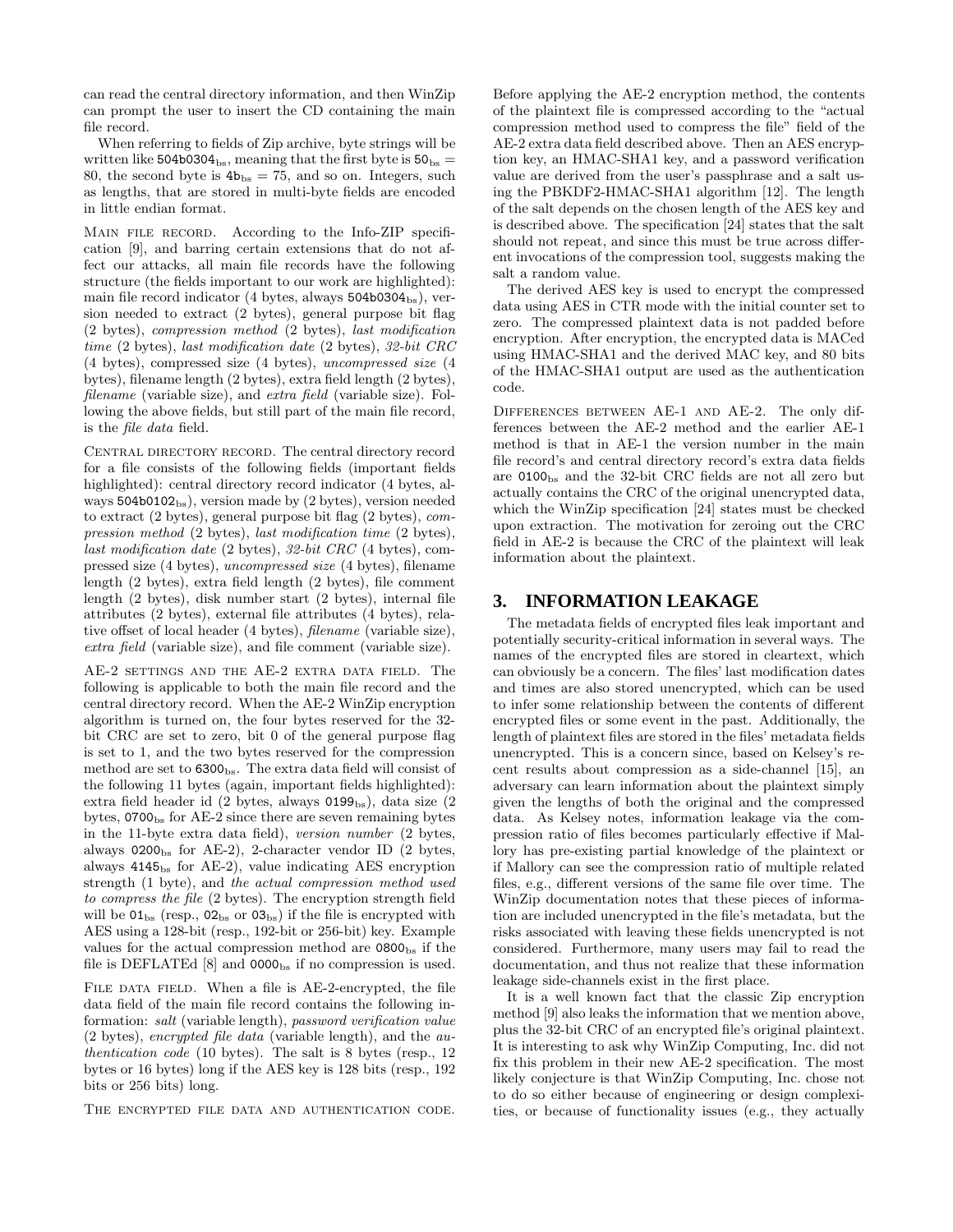can read the central directory information, and then WinZip can prompt the user to insert the CD containing the main file record.

When referring to fields of Zip archive, byte strings will be written like 504b0304$_{\rm bs}$, meaning that the first byte is 50$_{\rm bs}$ = 80, the second byte is 4b$_{\rm bs}$ = 75, and so on. Integers, such as lengths, that are stored in multi-byte fields are encoded in little endian format.

MAIN FILE RECORD. According to the Info-ZIP specification [9], and barring certain extensions that do not affect our attacks, all main file records have the following structure (the fields important to our work are highlighted): main file record indicator (4 bytes, always 504b0304$_{\rm bs}$), version needed to extract (2 bytes), general purpose bit flag (2 bytes), *compression method* (2 bytes), *last modification time* (2 bytes), *last modification date* (2 bytes), *32-bit CRC* (4 bytes), compressed size (4 bytes), *uncompressed size* (4 bytes), filename length (2 bytes), extra field length (2 bytes), *filename* (variable size), and *extra field* (variable size). Following the above fields, but still part of the main file record, is the *file data* field.

CENTRAL DIRECTORY RECORD. The central directory record for a file consists of the following fields (important fields highlighted): central directory record indicator (4 bytes, always 504b0102$_{\rm bs}$), version made by (2 bytes), version needed to extract (2 bytes), general purpose bit flag (2 bytes), *compression method* (2 bytes), *last modification time* (2 bytes), *last modification date* (2 bytes), *32-bit CRC* (4 bytes), compressed size (4 bytes), *uncompressed size* (4 bytes), filename length (2 bytes), extra field length (2 bytes), file comment length (2 bytes), disk number start (2 bytes), internal file attributes (2 bytes), external file attributes (4 bytes), relative offset of local header (4 bytes), *filename* (variable size), *extra field* (variable size), and file comment (variable size).

AE-2 SETTINGS AND THE AE-2 EXTRA DATA FIELD. The following is applicable to both the main file record and the central directory record. When the AE-2 WinZip encryption algorithm is turned on, the four bytes reserved for the 32-bit CRC are set to zero, bit 0 of the general purpose flag is set to 1, and the two bytes reserved for the compression method are set to 6300$_{\rm bs}$. The extra data field will consist of the following 11 bytes (again, important fields highlighted): extra field header id (2 bytes, always 0199$_{\rm bs}$), data size (2 bytes, 0700$_{\rm bs}$ for AE-2 since there are seven remaining bytes in the 11-byte extra data field), *version number* (2 bytes, always 0200$_{\rm bs}$ for AE-2), 2-character vendor ID (2 bytes, always 4145$_{\rm bs}$ for AE-2), value indicating AES encryption strength (1 byte), and *the actual compression method used to compress the file* (2 bytes). The encryption strength field will be 01$_{\rm bs}$ (resp., 02$_{\rm bs}$ or 03$_{\rm bs}$) if the file is encrypted with AES using a 128-bit (resp., 192-bit or 256-bit) key. Example values for the actual compression method are 0800$_{\rm bs}$ if the file is DEFLATEd [8] and 0000$_{\rm bs}$ if no compression is used.

FILE DATA FIELD. When a file is AE-2-encrypted, the file data field of the main file record contains the following information: *salt* (variable length), *password verification value* (2 bytes), *encrypted file data* (variable length), and the *authentication code* (10 bytes). The salt is 8 bytes (resp., 12 bytes or 16 bytes) long if the AES key is 128 bits (resp., 192 bits or 256 bits) long.

THE ENCRYPTED FILE DATA AND AUTHENTICATION CODE. Before applying the AE-2 encryption method, the contents of the plaintext file is compressed according to the "actual compression method used to compress the file" field of the AE-2 extra data field described above. Then an AES encryption key, an HMAC-SHA1 key, and a password verification value are derived from the user's passphrase and a salt using the PBKDF2-HMAC-SHA1 algorithm [12]. The length of the salt depends on the chosen length of the AES key and is described above. The specification [24] states that the salt should not repeat, and since this must be true across different invocations of the compression tool, suggests making the salt a random value.

The derived AES key is used to encrypt the compressed data using AES in CTR mode with the initial counter set to zero. The compressed plaintext data is not padded before encryption. After encryption, the encrypted data is MACed using HMAC-SHA1 and the derived MAC key, and 80 bits of the HMAC-SHA1 output are used as the authentication code.

DIFFERENCES BETWEEN AE-1 AND AE-2. The only differences between the AE-2 method and the earlier AE-1 method is that in AE-1 the version number in the main file record's and central directory record's extra data fields are 0100$_{\rm bs}$ and the 32-bit CRC fields are not all zero but actually contains the CRC of the original unencrypted data, which the WinZip specification [24] states must be checked upon extraction. The motivation for zeroing out the CRC field in AE-2 is because the CRC of the plaintext will leak information about the plaintext.

## 3. INFORMATION LEAKAGE

The metadata fields of encrypted files leak important and potentially security-critical information in several ways. The names of the encrypted files are stored in cleartext, which can obviously be a concern. The files' last modification dates and times are also stored unencrypted, which can be used to infer some relationship between the contents of different encrypted files or some event in the past. Additionally, the length of plaintext files are stored in the files' metadata fields unencrypted. This is a concern since, based on Kelsey's recent results about compression as a side-channel [15], an adversary can learn information about the plaintext simply given the lengths of both the original and the compressed data. As Kelsey notes, information leakage via the compression ratio of files becomes particularly effective if Mallory has pre-existing partial knowledge of the plaintext or if Mallory can see the compression ratio of multiple related files, e.g., different versions of the same file over time. The WinZip documentation notes that these pieces of information are included unencrypted in the file's metadata, but the risks associated with leaving these fields unencrypted is not considered. Furthermore, many users may fail to read the documentation, and thus not realize that these information leakage side-channels exist in the first place.

It is a well known fact that the classic Zip encryption method [9] also leaks the information that we mention above, plus the 32-bit CRC of an encrypted file's original plaintext. It is interesting to ask why WinZip Computing, Inc. did not fix this problem in their new AE-2 specification. The most likely conjecture is that WinZip Computing, Inc. chose not to do so either because of engineering or design complexities, or because of functionality issues (e.g., they actually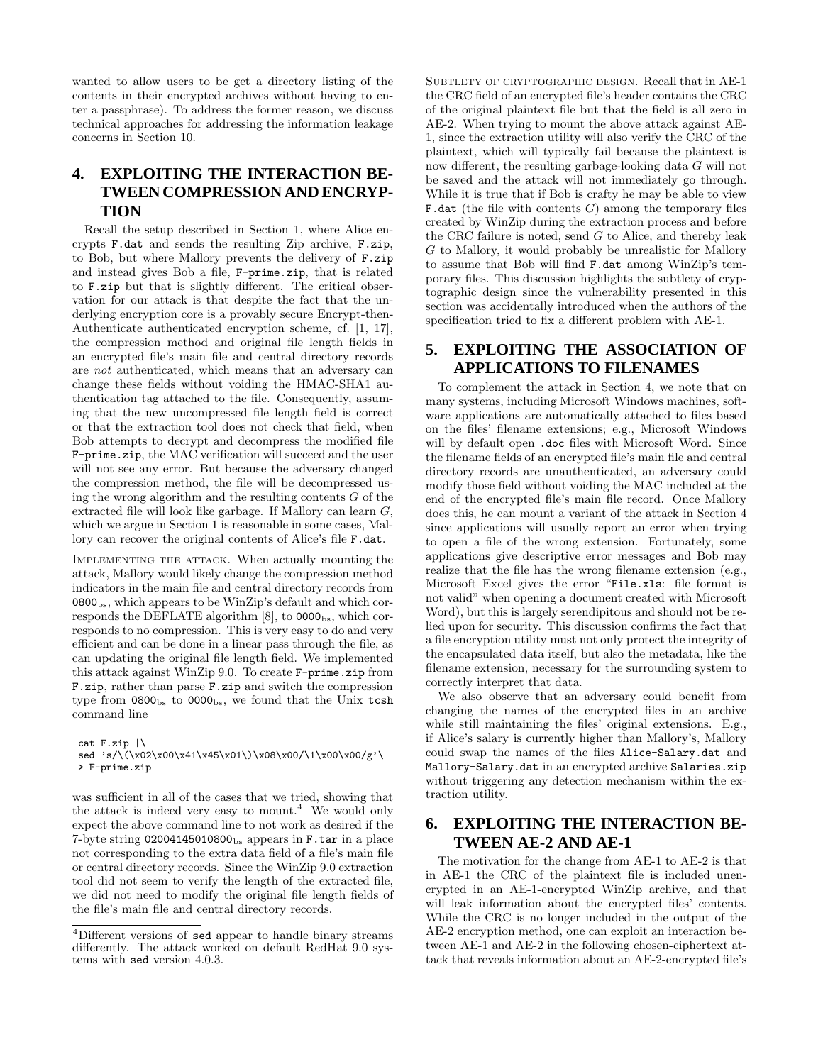wanted to allow users to be get a directory listing of the contents in their encrypted archives without having to enter a passphrase). To address the former reason, we discuss technical approaches for addressing the information leakage concerns in Section 10.

## 4. EXPLOITING THE INTERACTION BETWEEN COMPRESSION AND ENCRYPTION

Recall the setup described in Section 1, where Alice encrypts `F.dat` and sends the resulting Zip archive, `F.zip`, to Bob, but where Mallory prevents the delivery of `F.zip` and instead gives Bob a file, `F-prime.zip`, that is related to `F.zip` but that is slightly different. The critical observation for our attack is that despite the fact that the underlying encryption core is a provably secure Encrypt-then-Authenticate authenticated encryption scheme, cf. [1, 17], the compression method and original file length fields in an encrypted file's main file and central directory records are *not* authenticated, which means that an adversary can change these fields without voiding the HMAC-SHA1 authentication tag attached to the file. Consequently, assuming that the new uncompressed file length field is correct or that the extraction tool does not check that field, when Bob attempts to decrypt and decompress the modified file `F-prime.zip`, the MAC verification will succeed and the user will not see any error. But because the adversary changed the compression method, the file will be decompressed using the wrong algorithm and the resulting contents $G$ of the extracted file will look like garbage. If Mallory can learn $G$, which we argue in Section 1 is reasonable in some cases, Mallory can recover the original contents of Alice's file `F.dat`.

Implementing the attack. When actually mounting the attack, Mallory would likely change the compression method indicators in the main file and central directory records from $\texttt{0800}_{\rm bs}$, which appears to be WinZip's default and which corresponds the DEFLATE algorithm [8], to $\texttt{0000}_{\rm bs}$, which corresponds to no compression. This is very easy to do and very efficient and can be done in a linear pass through the file, as can updating the original file length field. We implemented this attack against WinZip 9.0. To create `F-prime.zip` from `F.zip`, rather than parse `F.zip` and switch the compression type from $\texttt{0800}_{\rm bs}$ to $\texttt{0000}_{\rm bs}$, we found that the Unix `tcsh` command line

```
cat F.zip |\
sed 's/\(\x02\x00\x41\x45\x01\)\x08\x00/\1\x00\x00/g'\
> F-prime.zip
```

was sufficient in all of the cases that we tried, showing that the attack is indeed very easy to mount.[4] We would only expect the above command line to not work as desired if the 7-byte string $\texttt{02004145010800}_{\rm bs}$ appears in `F.tar` in a place not corresponding to the extra data field of a file's main file or central directory records. Since the WinZip 9.0 extraction tool did not seem to verify the length of the extracted file, we did not need to modify the original file length fields of the file's main file and central directory records.

Subtlety of cryptographic design. Recall that in AE-1 the CRC field of an encrypted file's header contains the CRC of the original plaintext file but that the field is all zero in AE-2. When trying to mount the above attack against AE-1, since the extraction utility will also verify the CRC of the plaintext, which will typically fail because the plaintext is now different, the resulting garbage-looking data $G$ will not be saved and the attack will not immediately go through. While it is true that if Bob is crafty he may be able to view `F.dat` (the file with contents $G$) among the temporary files created by WinZip during the extraction process and before the CRC failure is noted, send $G$ to Alice, and thereby leak $G$ to Mallory, it would probably be unrealistic for Mallory to assume that Bob will find `F.dat` among WinZip's temporary files. This discussion highlights the subtlety of cryptographic design since the vulnerability presented in this section was accidentally introduced when the authors of the specification tried to fix a different problem with AE-1.

## 5. EXPLOITING THE ASSOCIATION OF APPLICATIONS TO FILENAMES

To complement the attack in Section 4, we note that on many systems, including Microsoft Windows machines, software applications are automatically attached to files based on the files' filename extensions; e.g., Microsoft Windows will by default open `.doc` files with Microsoft Word. Since the filename fields of an encrypted file's main file and central directory records are unauthenticated, an adversary could modify those field without voiding the MAC included at the end of the encrypted file's main file record. Once Mallory does this, he can mount a variant of the attack in Section 4 since applications will usually report an error when trying to open a file of the wrong extension. Fortunately, some applications give descriptive error messages and Bob may realize that the file has the wrong filename extension (e.g., Microsoft Excel gives the error "`File.xls`: file format is not valid" when opening a document created with Microsoft Word), but this is largely serendipitous and should not be relied upon for security. This discussion confirms the fact that a file encryption utility must not only protect the integrity of the encapsulated data itself, but also the metadata, like the filename extension, necessary for the surrounding system to correctly interpret that data.

We also observe that an adversary could benefit from changing the names of the encrypted files in an archive while still maintaining the files' original extensions. E.g., if Alice's salary is currently higher than Mallory's, Mallory could swap the names of the files `Alice-Salary.dat` and `Mallory-Salary.dat` in an encrypted archive `Salaries.zip` without triggering any detection mechanism within the extraction utility.

## 6. EXPLOITING THE INTERACTION BETWEEN AE-2 AND AE-1

The motivation for the change from AE-1 to AE-2 is that in AE-1 the CRC of the plaintext file is included unencrypted in an AE-1-encrypted WinZip archive, and that will leak information about the encrypted files' contents. While the CRC is no longer included in the output of the AE-2 encryption method, one can exploit an interaction between AE-1 and AE-2 in the following chosen-ciphertext attack that reveals information about an AE-2-encrypted file's

[4] Different versions of `sed` appear to handle binary streams differently. The attack worked on default RedHat 9.0 systems with `sed` version 4.0.3.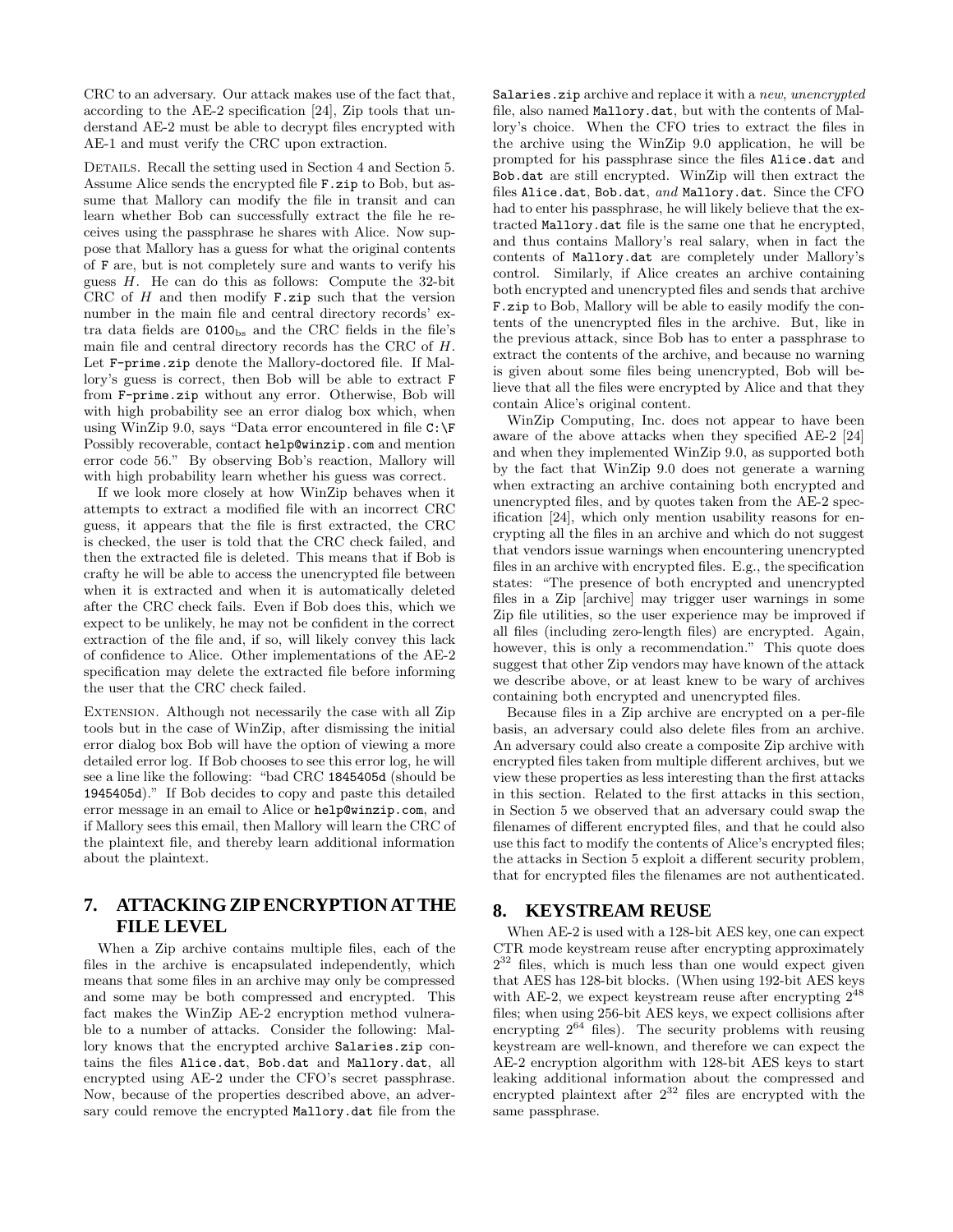CRC to an adversary. Our attack makes use of the fact that, according to the AE-2 specification [24], Zip tools that understand AE-2 must be able to decrypt files encrypted with AE-1 and must verify the CRC upon extraction.

DETAILS. Recall the setting used in Section 4 and Section 5. Assume Alice sends the encrypted file `F.zip` to Bob, but assume that Mallory can modify the file in transit and can learn whether Bob can successfully extract the file he receives using the passphrase he shares with Alice. Now suppose that Mallory has a guess for what the original contents of `F` are, but is not completely sure and wants to verify his guess $H$. He can do this as follows: Compute the 32-bit CRC of $H$ and then modify `F.zip` such that the version number in the main file and central directory records' extra data fields are $\texttt{0100}_{\rm bs}$ and the CRC fields in the file's main file and central directory records has the CRC of $H$. Let `F-prime.zip` denote the Mallory-doctored file. If Mallory's guess is correct, then Bob will be able to extract `F` from `F-prime.zip` without any error. Otherwise, Bob will with high probability see an error dialog box which, when using WinZip 9.0, says "Data error encountered in file `C:\F` Possibly recoverable, contact `help@winzip.com` and mention error code 56." By observing Bob's reaction, Mallory will with high probability learn whether his guess was correct.

If we look more closely at how WinZip behaves when it attempts to extract a modified file with an incorrect CRC guess, it appears that the file is first extracted, the CRC is checked, the user is told that the CRC check failed, and then the extracted file is deleted. This means that if Bob is crafty he will be able to access the unencrypted file between when it is extracted and when it is automatically deleted after the CRC check fails. Even if Bob does this, which we expect to be unlikely, he may not be confident in the correct extraction of the file and, if so, will likely convey this lack of confidence to Alice. Other implementations of the AE-2 specification may delete the extracted file before informing the user that the CRC check failed.

EXTENSION. Although not necessarily the case with all Zip tools but in the case of WinZip, after dismissing the initial error dialog box Bob will have the option of viewing a more detailed error log. If Bob chooses to see this error log, he will see a line like the following: "bad CRC `1845405d` (should be `1945405d`)." If Bob decides to copy and paste this detailed error message in an email to Alice or `help@winzip.com`, and if Mallory sees this email, then Mallory will learn the CRC of the plaintext file, and thereby learn additional information about the plaintext.

## 7. ATTACKING ZIP ENCRYPTION AT THE FILE LEVEL

When a Zip archive contains multiple files, each of the files in the archive is encapsulated independently, which means that some files in an archive may only be compressed and some may be both compressed and encrypted. This fact makes the WinZip AE-2 encryption method vulnerable to a number of attacks. Consider the following: Mallory knows that the encrypted archive `Salaries.zip` contains the files `Alice.dat`, `Bob.dat` and `Mallory.dat`, all encrypted using AE-2 under the CFO's secret passphrase. Now, because of the properties described above, an adversary could remove the encrypted `Mallory.dat` file from the `Salaries.zip` archive and replace it with a *new, unencrypted* file, also named `Mallory.dat`, but with the contents of Mallory's choice. When the CFO tries to extract the files in the archive using the WinZip 9.0 application, he will be prompted for his passphrase since the files `Alice.dat` and `Bob.dat` are still encrypted. WinZip will then extract the files `Alice.dat`, `Bob.dat`, *and* `Mallory.dat`. Since the CFO had to enter his passphrase, he will likely believe that the extracted `Mallory.dat` file is the same one that he encrypted, and thus contains Mallory's real salary, when in fact the contents of `Mallory.dat` are completely under Mallory's control. Similarly, if Alice creates an archive containing both encrypted and unencrypted files and sends that archive `F.zip` to Bob, Mallory will be able to easily modify the contents of the unencrypted files in the archive. But, like in the previous attack, since Bob has to enter a passphrase to extract the contents of the archive, and because no warning is given about some files being unencrypted, Bob will believe that all the files were encrypted by Alice and that they contain Alice's original content.

WinZip Computing, Inc. does not appear to have been aware of the above attacks when they specified AE-2 [24] and when they implemented WinZip 9.0, as supported both by the fact that WinZip 9.0 does not generate a warning when extracting an archive containing both encrypted and unencrypted files, and by quotes taken from the AE-2 specification [24], which only mention usability reasons for encrypting all the files in an archive and which do not suggest that vendors issue warnings when encountering unencrypted files in an archive with encrypted files. E.g., the specification states: "The presence of both encrypted and unencrypted files in a Zip [archive] may trigger user warnings in some Zip file utilities, so the user experience may be improved if all files (including zero-length files) are encrypted. Again, however, this is only a recommendation." This quote does suggest that other Zip vendors may have known of the attack we describe above, or at least knew to be wary of archives containing both encrypted and unencrypted files.

Because files in a Zip archive are encrypted on a per-file basis, an adversary could also delete files from an archive. An adversary could also create a composite Zip archive with encrypted files taken from multiple different archives, but we view these properties as less interesting than the first attacks in this section. Related to the first attacks in this section, in Section 5 we observed that an adversary could swap the filenames of different encrypted files, and that he could also use this fact to modify the contents of Alice's encrypted files; the attacks in Section 5 exploit a different security problem, that for encrypted files the filenames are not authenticated.

## 8. KEYSTREAM REUSE

When AE-2 is used with a 128-bit AES key, one can expect CTR mode keystream reuse after encrypting approximately $2^{32}$ files, which is much less than one would expect given that AES has 128-bit blocks. (When using 192-bit AES keys with AE-2, we expect keystream reuse after encrypting $2^{48}$ files; when using 256-bit AES keys, we expect collisions after encrypting $2^{64}$ files). The security problems with reusing keystream are well-known, and therefore we can expect the AE-2 encryption algorithm with 128-bit AES keys to start leaking additional information about the compressed and encrypted plaintext after $2^{32}$ files are encrypted with the same passphrase.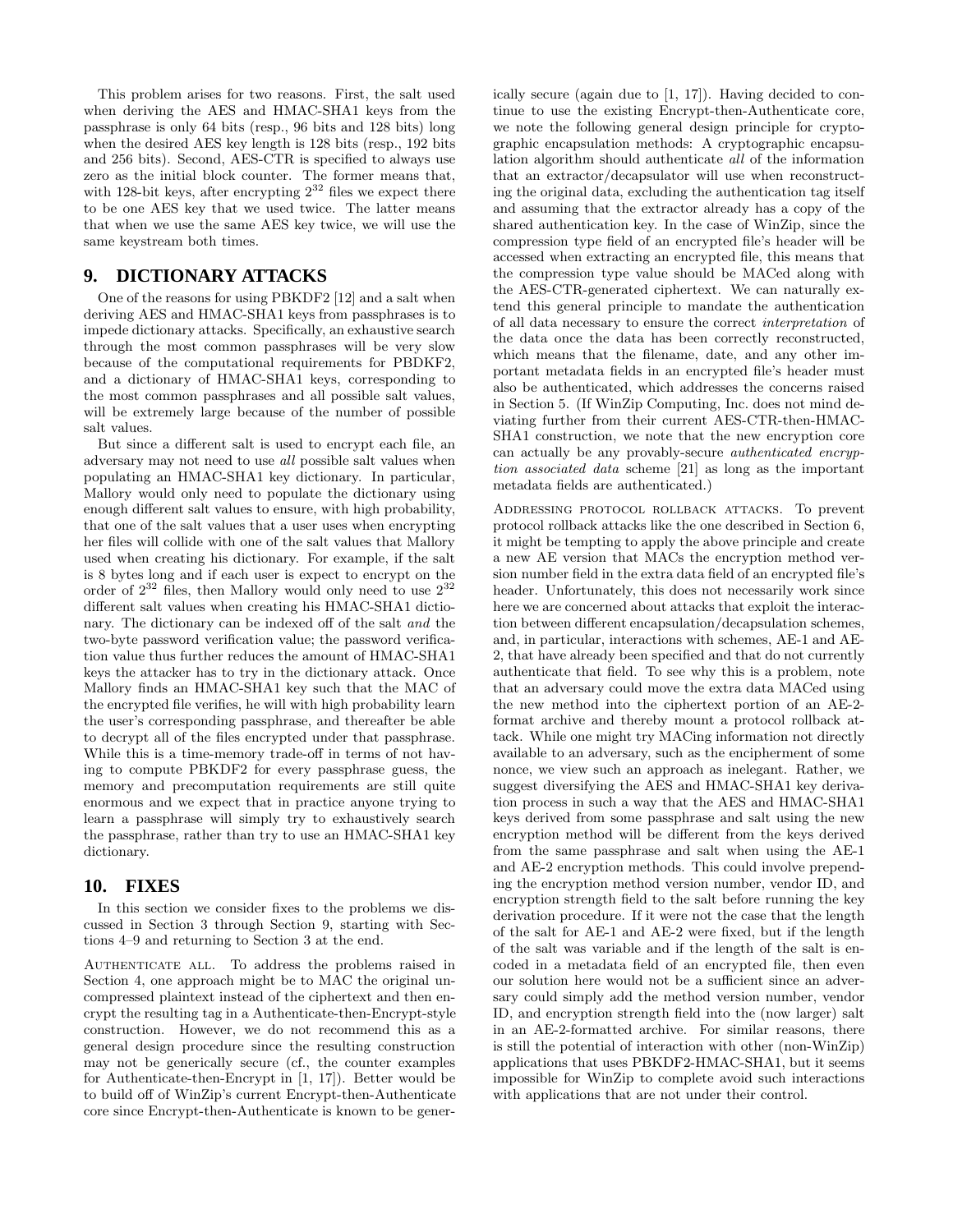This problem arises for two reasons. First, the salt used when deriving the AES and HMAC-SHA1 keys from the passphrase is only 64 bits (resp., 96 bits and 128 bits) long when the desired AES key length is 128 bits (resp., 192 bits and 256 bits). Second, AES-CTR is specified to always use zero as the initial block counter. The former means that, with 128-bit keys, after encrypting $2^{32}$ files we expect there to be one AES key that we used twice. The latter means that when we use the same AES key twice, we will use the same keystream both times.

## 9. DICTIONARY ATTACKS

One of the reasons for using PBKDF2 [12] and a salt when deriving AES and HMAC-SHA1 keys from passphrases is to impede dictionary attacks. Specifically, an exhaustive search through the most common passphrases will be very slow because of the computational requirements for PBDKF2, and a dictionary of HMAC-SHA1 keys, corresponding to the most common passphrases and all possible salt values, will be extremely large because of the number of possible salt values.

But since a different salt is used to encrypt each file, an adversary may not need to use *all* possible salt values when populating an HMAC-SHA1 key dictionary. In particular, Mallory would only need to populate the dictionary using enough different salt values to ensure, with high probability, that one of the salt values that a user uses when encrypting her files will collide with one of the salt values that Mallory used when creating his dictionary. For example, if the salt is 8 bytes long and if each user is expect to encrypt on the order of $2^{32}$ files, then Mallory would only need to use $2^{32}$ different salt values when creating his HMAC-SHA1 dictionary. The dictionary can be indexed off of the salt *and* the two-byte password verification value; the password verification value thus further reduces the amount of HMAC-SHA1 keys the attacker has to try in the dictionary attack. Once Mallory finds an HMAC-SHA1 key such that the MAC of the encrypted file verifies, he will with high probability learn the user's corresponding passphrase, and thereafter be able to decrypt all of the files encrypted under that passphrase. While this is a time-memory trade-off in terms of not having to compute PBKDF2 for every passphrase guess, the memory and precomputation requirements are still quite enormous and we expect that in practice anyone trying to learn a passphrase will simply try to exhaustively search the passphrase, rather than try to use an HMAC-SHA1 key dictionary.

## 10. FIXES

In this section we consider fixes to the problems we discussed in Section 3 through Section 9, starting with Sections 4–9 and returning to Section 3 at the end.

Authenticate all. To address the problems raised in Section 4, one approach might be to MAC the original uncompressed plaintext instead of the ciphertext and then encrypt the resulting tag in a Authenticate-then-Encrypt-style construction. However, we do not recommend this as a general design procedure since the resulting construction may not be generically secure (cf., the counter examples for Authenticate-then-Encrypt in [1, 17]). Better would be to build off of WinZip's current Encrypt-then-Authenticate core since Encrypt-then-Authenticate is known to be generically secure (again due to [1, 17]). Having decided to continue to use the existing Encrypt-then-Authenticate core, we note the following general design principle for cryptographic encapsulation methods: A cryptographic encapsulation algorithm should authenticate *all* of the information that an extractor/decapsulator will use when reconstructing the original data, excluding the authentication tag itself and assuming that the extractor already has a copy of the shared authentication key. In the case of WinZip, since the compression type field of an encrypted file's header will be accessed when extracting an encrypted file, this means that the compression type value should be MACed along with the AES-CTR-generated ciphertext. We can naturally extend this general principle to mandate the authentication of all data necessary to ensure the correct *interpretation* of the data once the data has been correctly reconstructed, which means that the filename, date, and any other important metadata fields in an encrypted file's header must also be authenticated, which addresses the concerns raised in Section 5. (If WinZip Computing, Inc. does not mind deviating further from their current AES-CTR-then-HMAC-SHA1 construction, we note that the new encryption core can actually be any provably-secure *authenticated encryption associated data* scheme [21] as long as the important metadata fields are authenticated.)

Addressing protocol rollback attacks. To prevent protocol rollback attacks like the one described in Section 6, it might be tempting to apply the above principle and create a new AE version that MACs the encryption method version number field in the extra data field of an encrypted file's header. Unfortunately, this does not necessarily work since here we are concerned about attacks that exploit the interaction between different encapsulation/decapsulation schemes, and, in particular, interactions with schemes, AE-1 and AE-2, that have already been specified and that do not currently authenticate that field. To see why this is a problem, note that an adversary could move the extra data MACed using the new method into the ciphertext portion of an AE-2-format archive and thereby mount a protocol rollback attack. While one might try MACing information not directly available to an adversary, such as the encipherment of some nonce, we view such an approach as inelegant. Rather, we suggest diversifying the AES and HMAC-SHA1 key derivation process in such a way that the AES and HMAC-SHA1 keys derived from some passphrase and salt using the new encryption method will be different from the keys derived from the same passphrase and salt when using the AE-1 and AE-2 encryption methods. This could involve prepending the encryption method version number, vendor ID, and encryption strength field to the salt before running the key derivation procedure. If it were not the case that the length of the salt for AE-1 and AE-2 were fixed, but if the length of the salt was variable and if the length of the salt is encoded in a metadata field of an encrypted file, then even our solution here would not be a sufficient since an adversary could simply add the method version number, vendor ID, and encryption strength field into the (now larger) salt in an AE-2-formatted archive. For similar reasons, there is still the potential of interaction with other (non-WinZip) applications that uses PBKDF2-HMAC-SHA1, but it seems impossible for WinZip to complete avoid such interactions with applications that are not under their control.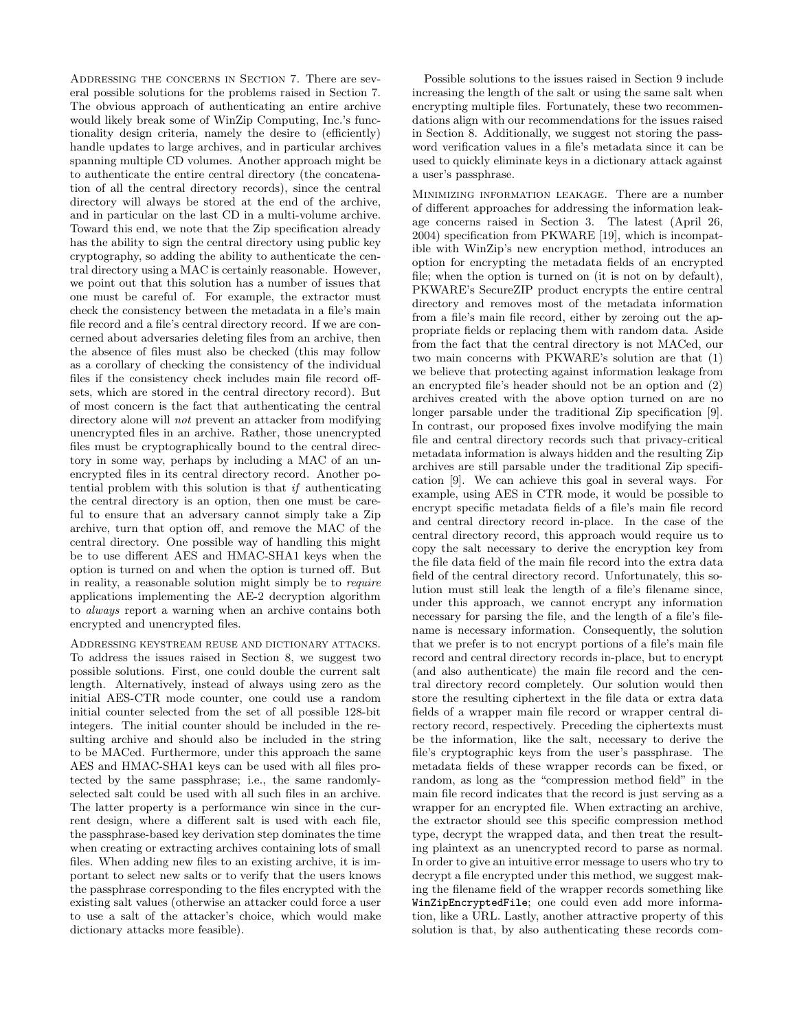**Addressing the concerns in Section 7.** There are several possible solutions for the problems raised in Section 7. The obvious approach of authenticating an entire archive would likely break some of WinZip Computing, Inc.'s functionality design criteria, namely the desire to (efficiently) handle updates to large archives, and in particular archives spanning multiple CD volumes. Another approach might be to authenticate the entire central directory (the concatenation of all the central directory records), since the central directory will always be stored at the end of the archive, and in particular on the last CD in a multi-volume archive. Toward this end, we note that the Zip specification already has the ability to sign the central directory using public key cryptography, so adding the ability to authenticate the central directory using a MAC is certainly reasonable. However, we point out that this solution has a number of issues that one must be careful of. For example, the extractor must check the consistency between the metadata in a file's main file record and a file's central directory record. If we are concerned about adversaries deleting files from an archive, then the absence of files must also be checked (this may follow as a corollary of checking the consistency of the individual files if the consistency check includes main file record offsets, which are stored in the central directory record). But of most concern is the fact that authenticating the central directory alone will *not* prevent an attacker from modifying unencrypted files in an archive. Rather, those unencrypted files must be cryptographically bound to the central directory in some way, perhaps by including a MAC of an unencrypted files in its central directory record. Another potential problem with this solution is that *if* authenticating the central directory is an option, then one must be careful to ensure that an adversary cannot simply take a Zip archive, turn that option off, and remove the MAC of the central directory. One possible way of handling this might be to use different AES and HMAC-SHA1 keys when the option is turned on and when the option is turned off. But in reality, a reasonable solution might simply be to *require* applications implementing the AE-2 decryption algorithm to *always* report a warning when an archive contains both encrypted and unencrypted files.

**Addressing keystream reuse and dictionary attacks.** To address the issues raised in Section 8, we suggest two possible solutions. First, one could double the current salt length. Alternatively, instead of always using zero as the initial AES-CTR mode counter, one could use a random initial counter selected from the set of all possible 128-bit integers. The initial counter should be included in the resulting archive and should also be included in the string to be MACed. Furthermore, under this approach the same AES and HMAC-SHA1 keys can be used with all files protected by the same passphrase; i.e., the same randomly-selected salt could be used with all such files in an archive. The latter property is a performance win since in the current design, where a different salt is used with each file, the passphrase-based key derivation step dominates the time when creating or extracting archives containing lots of small files. When adding new files to an existing archive, it is important to select new salts or to verify that the users knows the passphrase corresponding to the files encrypted with the existing salt values (otherwise an attacker could force a user to use a salt of the attacker's choice, which would make dictionary attacks more feasible).

Possible solutions to the issues raised in Section 9 include increasing the length of the salt or using the same salt when encrypting multiple files. Fortunately, these two recommendations align with our recommendations for the issues raised in Section 8. Additionally, we suggest not storing the password verification values in a file's metadata since it can be used to quickly eliminate keys in a dictionary attack against a user's passphrase.

**Minimizing information leakage.** There are a number of different approaches for addressing the information leakage concerns raised in Section 3. The latest (April 26, 2004) specification from PKWARE [19], which is incompatible with WinZip's new encryption method, introduces an option for encrypting the metadata fields of an encrypted file; when the option is turned on (it is not on by default), PKWARE's SecureZIP product encrypts the entire central directory and removes most of the metadata information from a file's main file record, either by zeroing out the appropriate fields or replacing them with random data. Aside from the fact that the central directory is not MACed, our two main concerns with PKWARE's solution are that (1) we believe that protecting against information leakage from an encrypted file's header should not be an option and (2) archives created with the above option turned on are no longer parsable under the traditional Zip specification [9]. In contrast, our proposed fixes involve modifying the main file and central directory records such that privacy-critical metadata information is always hidden and the resulting Zip archives are still parsable under the traditional Zip specification [9]. We can achieve this goal in several ways. For example, using AES in CTR mode, it would be possible to encrypt specific metadata fields of a file's main file record and central directory record in-place. In the case of the central directory record, this approach would require us to copy the salt necessary to derive the encryption key from the file data field of the main file record into the extra data field of the central directory record. Unfortunately, this solution must still leak the length of a file's filename since, under this approach, we cannot encrypt any information necessary for parsing the file, and the length of a file's filename is necessary information. Consequently, the solution that we prefer is to not encrypt portions of a file's main file record and central directory records in-place, but to encrypt (and also authenticate) the main file record and the central directory record completely. Our solution would then store the resulting ciphertext in the file data or extra data fields of a wrapper main file record or wrapper central directory record, respectively. Preceding the ciphertexts must be the information, like the salt, necessary to derive the file's cryptographic keys from the user's passphrase. The metadata fields of these wrapper records can be fixed, or random, as long as the "compression method field" in the main file record indicates that the record is just serving as a wrapper for an encrypted file. When extracting an archive, the extractor should see this specific compression method type, decrypt the wrapped data, and then treat the resulting plaintext as an unencrypted record to parse as normal. In order to give an intuitive error message to users who try to decrypt a file encrypted under this method, we suggest making the filename field of the wrapper records something like `WinZipEncryptedFile`; one could even add more information, like a URL. Lastly, another attractive property of this solution is that, by also authenticating these records com-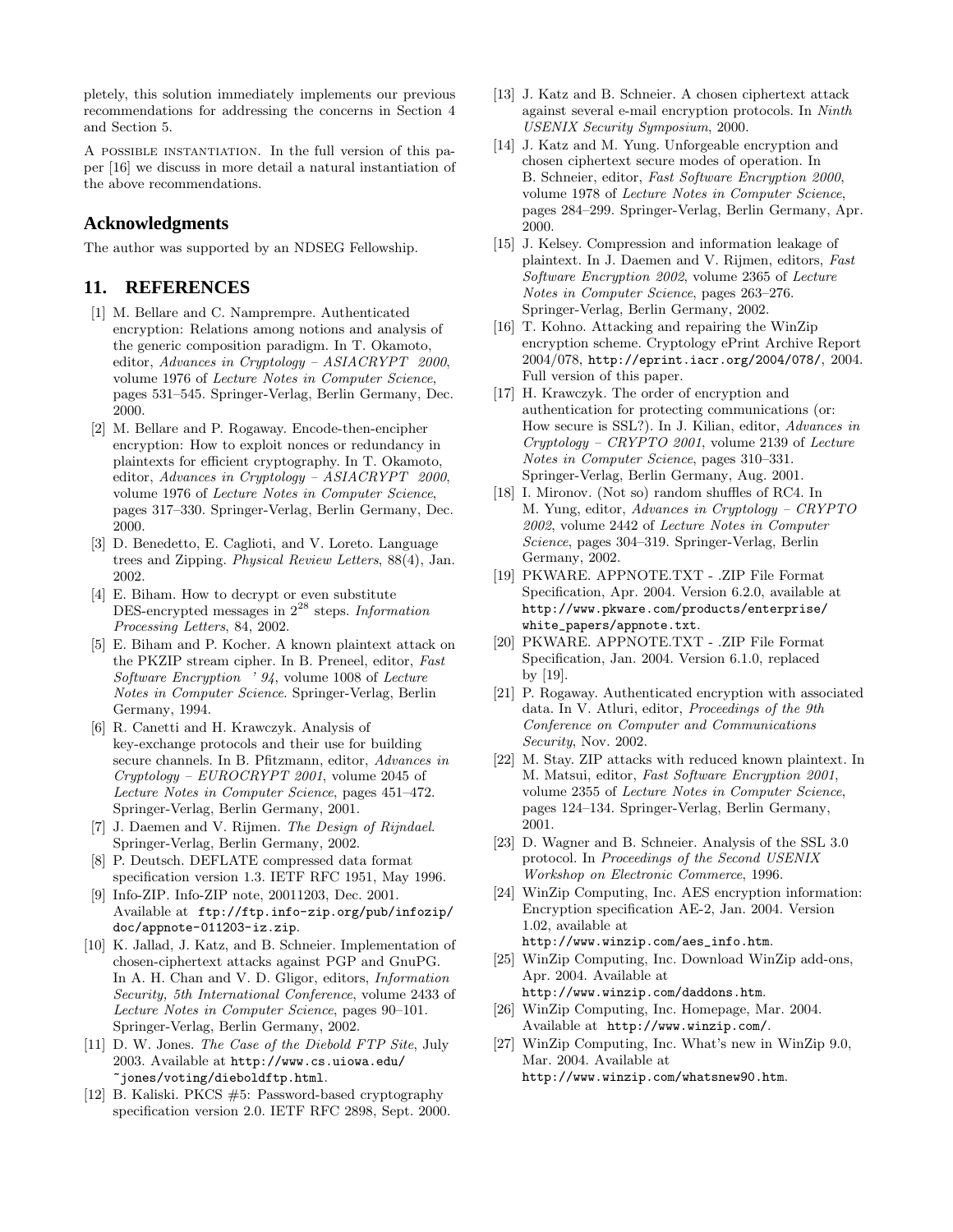pletely, this solution immediately implements our previous recommendations for addressing the concerns in Section 4 and Section 5.

A POSSIBLE INSTANTIATION. In the full version of this paper [16] we discuss in more detail a natural instantiation of the above recommendations.

## Acknowledgments

The author was supported by an NDSEG Fellowship.

## 11. REFERENCES

[1] M. Bellare and C. Namprempre. Authenticated encryption: Relations among notions and analysis of the generic composition paradigm. In T. Okamoto, editor, *Advances in Cryptology – ASIACRYPT 2000*, volume 1976 of *Lecture Notes in Computer Science*, pages 531–545. Springer-Verlag, Berlin Germany, Dec. 2000.

[2] M. Bellare and P. Rogaway. Encode-then-encipher encryption: How to exploit nonces or redundancy in plaintexts for efficient cryptography. In T. Okamoto, editor, *Advances in Cryptology – ASIACRYPT 2000*, volume 1976 of *Lecture Notes in Computer Science*, pages 317–330. Springer-Verlag, Berlin Germany, Dec. 2000.

[3] D. Benedetto, E. Caglioti, and V. Loreto. Language trees and Zipping. *Physical Review Letters*, 88(4), Jan. 2002.

[4] E. Biham. How to decrypt or even substitute DES-encrypted messages in $2^{28}$ steps. *Information Processing Letters*, 84, 2002.

[5] E. Biham and P. Kocher. A known plaintext attack on the PKZIP stream cipher. In B. Preneel, editor, *Fast Software Encryption '94*, volume 1008 of *Lecture Notes in Computer Science*. Springer-Verlag, Berlin Germany, 1994.

[6] R. Canetti and H. Krawczyk. Analysis of key-exchange protocols and their use for building secure channels. In B. Pfitzmann, editor, *Advances in Cryptology – EUROCRYPT 2001*, volume 2045 of *Lecture Notes in Computer Science*, pages 451–472. Springer-Verlag, Berlin Germany, 2001.

[7] J. Daemen and V. Rijmen. *The Design of Rijndael*. Springer-Verlag, Berlin Germany, 2002.

[8] P. Deutsch. DEFLATE compressed data format specification version 1.3. IETF RFC 1951, May 1996.

[9] Info-ZIP. Info-ZIP note, 20011203, Dec. 2001. Available at ftp://ftp.info-zip.org/pub/infozip/doc/appnote-011203-iz.zip.

[10] K. Jallad, J. Katz, and B. Schneier. Implementation of chosen-ciphertext attacks against PGP and GnuPG. In A. H. Chan and V. D. Gligor, editors, *Information Security, 5th International Conference*, volume 2433 of *Lecture Notes in Computer Science*, pages 90–101. Springer-Verlag, Berlin Germany, 2002.

[11] D. W. Jones. *The Case of the Diebold FTP Site*, July 2003. Available at http://www.cs.uiowa.edu/~jones/voting/dieboldftp.html.

[12] B. Kaliski. PKCS #5: Password-based cryptography specification version 2.0. IETF RFC 2898, Sept. 2000.

[13] J. Katz and B. Schneier. A chosen ciphertext attack against several e-mail encryption protocols. In *Ninth USENIX Security Symposium*, 2000.

[14] J. Katz and M. Yung. Unforgeable encryption and chosen ciphertext secure modes of operation. In B. Schneier, editor, *Fast Software Encryption 2000*, volume 1978 of *Lecture Notes in Computer Science*, pages 284–299. Springer-Verlag, Berlin Germany, Apr. 2000.

[15] J. Kelsey. Compression and information leakage of plaintext. In J. Daemen and V. Rijmen, editors, *Fast Software Encryption 2002*, volume 2365 of *Lecture Notes in Computer Science*, pages 263–276. Springer-Verlag, Berlin Germany, 2002.

[16] T. Kohno. Attacking and repairing the WinZip encryption scheme. Cryptology ePrint Archive Report 2004/078, http://eprint.iacr.org/2004/078/, 2004. Full version of this paper.

[17] H. Krawczyk. The order of encryption and authentication for protecting communications (or: How secure is SSL?). In J. Kilian, editor, *Advances in Cryptology – CRYPTO 2001*, volume 2139 of *Lecture Notes in Computer Science*, pages 310–331. Springer-Verlag, Berlin Germany, Aug. 2001.

[18] I. Mironov. (Not so) random shuffles of RC4. In M. Yung, editor, *Advances in Cryptology – CRYPTO 2002*, volume 2442 of *Lecture Notes in Computer Science*, pages 304–319. Springer-Verlag, Berlin Germany, 2002.

[19] PKWARE. APPNOTE.TXT - .ZIP File Format Specification, Apr. 2004. Version 6.2.0, available at http://www.pkware.com/products/enterprise/white_papers/appnote.txt.

[20] PKWARE. APPNOTE.TXT - .ZIP File Format Specification, Jan. 2004. Version 6.1.0, replaced by [19].

[21] P. Rogaway. Authenticated encryption with associated data. In V. Atluri, editor, *Proceedings of the 9th Conference on Computer and Communications Security*, Nov. 2002.

[22] M. Stay. ZIP attacks with reduced known plaintext. In M. Matsui, editor, *Fast Software Encryption 2001*, volume 2355 of *Lecture Notes in Computer Science*, pages 124–134. Springer-Verlag, Berlin Germany, 2001.

[23] D. Wagner and B. Schneier. Analysis of the SSL 3.0 protocol. In *Proceedings of the Second USENIX Workshop on Electronic Commerce*, 1996.

[24] WinZip Computing, Inc. AES encryption information: Encryption specification AE-2, Jan. 2004. Version 1.02, available at http://www.winzip.com/aes_info.htm.

[25] WinZip Computing, Inc. Download WinZip add-ons, Apr. 2004. Available at http://www.winzip.com/daddons.htm.

[26] WinZip Computing, Inc. Homepage, Mar. 2004. Available at http://www.winzip.com/.

[27] WinZip Computing, Inc. What's new in WinZip 9.0, Mar. 2004. Available at http://www.winzip.com/whatsnew90.htm.